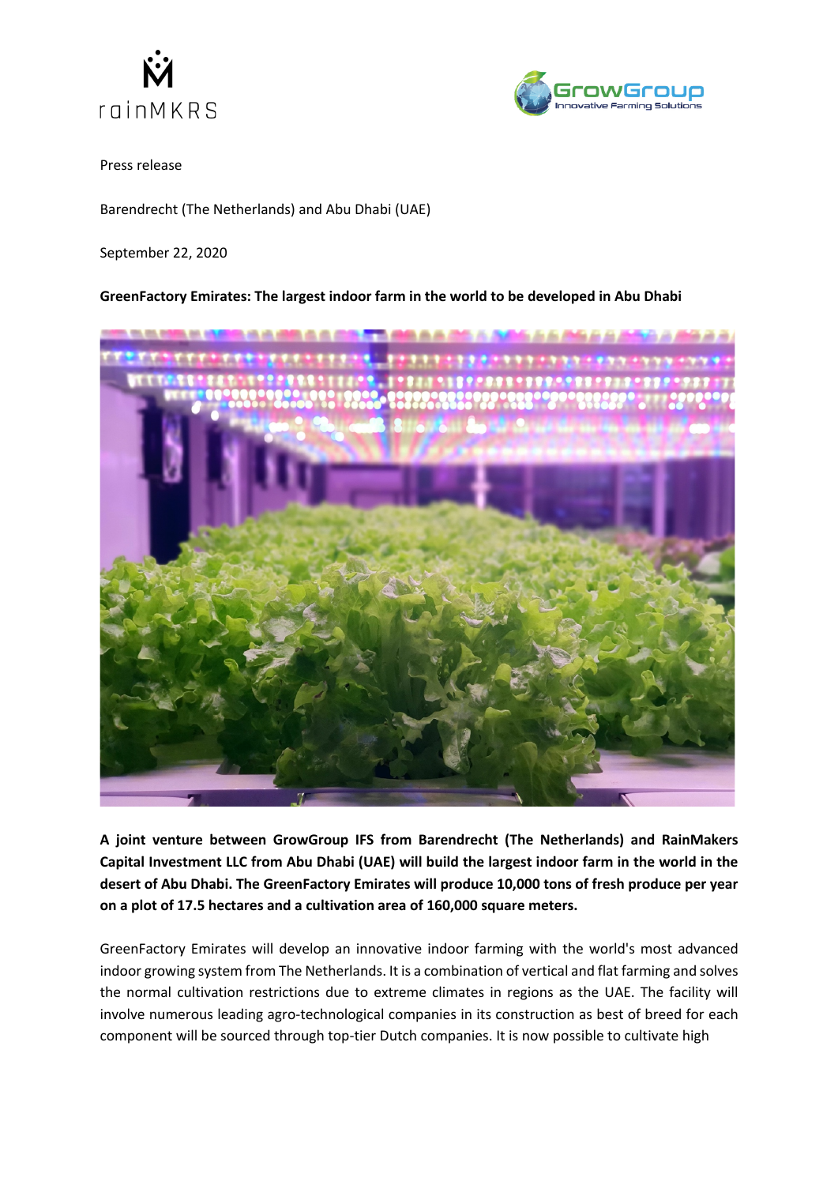Press release

Barendrecht (The Netherlands) and Abu Dhabi (UAE)

September 22, 2020

**GreenFactory Emirates: The largest indoor farm in the world to be developed in Abu Dhabi**

**A joint venture between GrowGroup IFS from Barendrecht (The Netherlands) and RainMakers Capital Investment LLC from Abu Dhabi (UAE) will build the largest indoor farm in the world in the desert of Abu Dhabi. The GreenFactory Emirates will produce 10,000 tons of fresh produce per year on a plot of 17.5 hectares and a cultivation area of 160,000 square meters.**

GreenFactory Emirates will develop an innovative indoor farming with the world's most advanced indoor growing system from The Netherlands. It is a combination of vertical and flat farming and solves the normal cultivation restrictions due to extreme climates in regions as the UAE. The facility will involve numerous leading agro-technological companies in its construction as best of breed for each component will be sourced through top-tier Dutch companies. It is now possible to cultivate high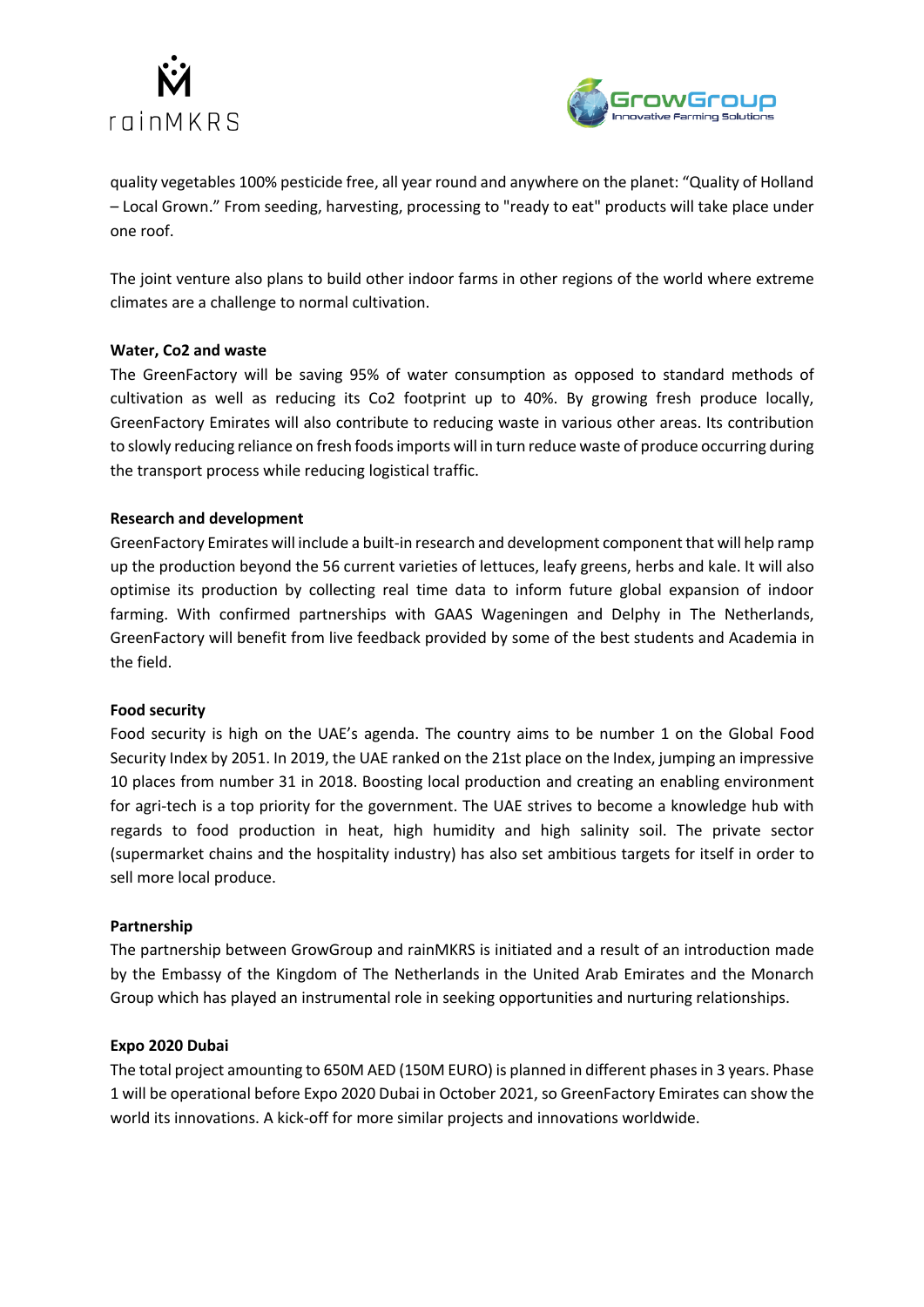quality vegetables 100% pesticide free, all year round and anywhere on the planet: "Quality of Holland – Local Grown." From seeding, harvesting, processing to "ready to eat" products will take place under one roof.

The joint venture also plans to build other indoor farms in other regions of the world where extreme climates are a challenge to normal cultivation.

**Water, Co2 and waste**

The GreenFactory will be saving 95% of water consumption as opposed to standard methods of cultivation as well as reducing its Co2 footprint up to 40%. By growing fresh produce locally, GreenFactory Emirates will also contribute to reducing waste in various other areas. Its contribution to slowly reducing reliance on fresh foods imports will in turn reduce waste of produce occurring during the transport process while reducing logistical traffic.

**Research and development**

GreenFactory Emirates will include a built-in research and development component that will help ramp up the production beyond the 56 current varieties of lettuces, leafy greens, herbs and kale. It will also optimise its production by collecting real time data to inform future global expansion of indoor farming. With confirmed partnerships with GAAS Wageningen and Delphy in The Netherlands, GreenFactory will benefit from live feedback provided by some of the best students and Academia in the field.

**Food security**

Food security is high on the UAE's agenda. The country aims to be number 1 on the Global Food Security Index by 2051. In 2019, the UAE ranked on the 21st place on the Index, jumping an impressive 10 places from number 31 in 2018. Boosting local production and creating an enabling environment for agri-tech is a top priority for the government. The UAE strives to become a knowledge hub with regards to food production in heat, high humidity and high salinity soil. The private sector (supermarket chains and the hospitality industry) has also set ambitious targets for itself in order to sell more local produce.

**Partnership**

The partnership between GrowGroup and rainMKRS is initiated and a result of an introduction made by the Embassy of the Kingdom of The Netherlands in the United Arab Emirates and the Monarch Group which has played an instrumental role in seeking opportunities and nurturing relationships.

**Expo 2020 Dubai**

The total project amounting to 650M AED (150M EURO) is planned in different phases in 3 years. Phase 1 will be operational before Expo 2020 Dubai in October 2021, so GreenFactory Emirates can show the world its innovations. A kick-off for more similar projects and innovations worldwide.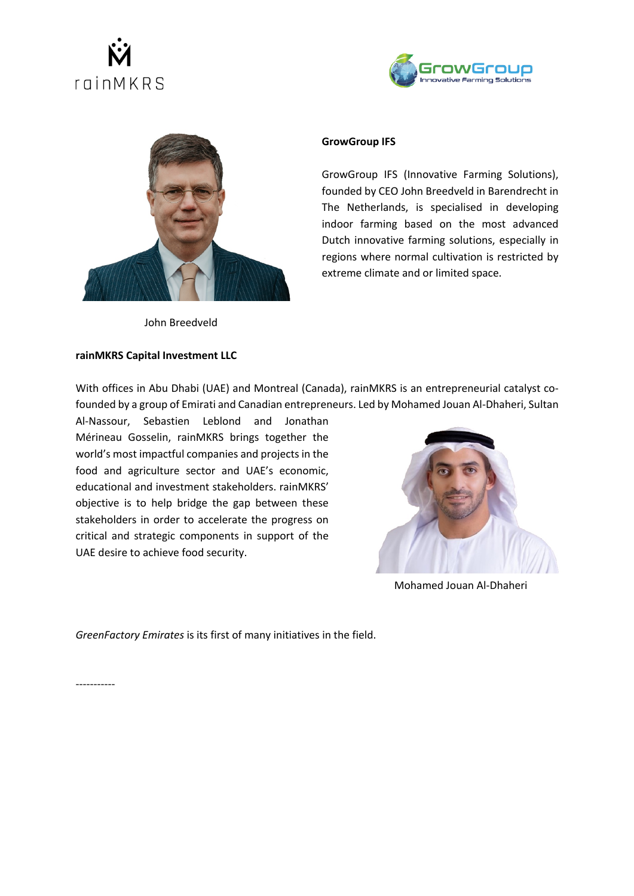**GrowGroup IFS**

GrowGroup IFS (Innovative Farming Solutions), founded by CEO John Breedveld in Barendrecht in The Netherlands, is specialised in developing indoor farming based on the most advanced Dutch innovative farming solutions, especially in regions where normal cultivation is restricted by extreme climate and or limited space.

John Breedveld

**rainMKRS Capital Investment LLC**

With offices in Abu Dhabi (UAE) and Montreal (Canada), rainMKRS is an entrepreneurial catalyst co-founded by a group of Emirati and Canadian entrepreneurs. Led by Mohamed Jouan Al-Dhaheri, Sultan Al-Nassour, Sebastien Leblond and Jonathan Mérineau Gosselin, rainMKRS brings together the world's most impactful companies and projects in the food and agriculture sector and UAE's economic, educational and investment stakeholders. rainMKRS' objective is to help bridge the gap between these stakeholders in order to accelerate the progress on critical and strategic components in support of the UAE desire to achieve food security.

Mohamed Jouan Al-Dhaheri

*GreenFactory Emirates* is its first of many initiatives in the field.

-----------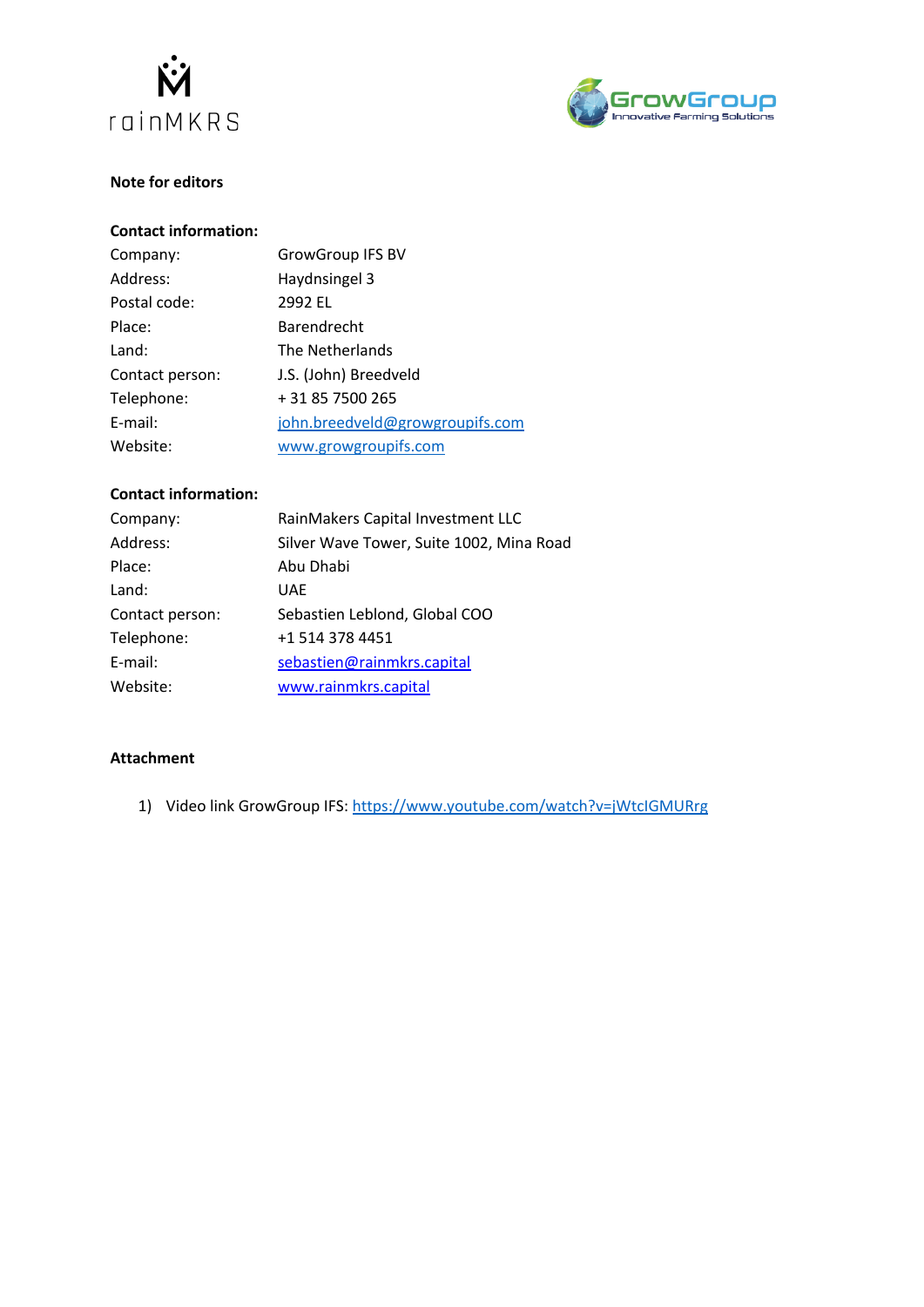**Note for editors**

**Contact information:**

| | |
|---|---|
| Company: | GrowGroup IFS BV |
| Address: | Haydnsingel 3 |
| Postal code: | 2992 EL |
| Place: | Barendrecht |
| Land: | The Netherlands |
| Contact person: | J.S. (John) Breedveld |
| Telephone: | + 31 85 7500 265 |
| E-mail: | john.breedveld@growgroupifs.com |
| Website: | www.growgroupifs.com |

**Contact information:**

| | |
|---|---|
| Company: | RainMakers Capital Investment LLC |
| Address: | Silver Wave Tower, Suite 1002, Mina Road |
| Place: | Abu Dhabi |
| Land: | UAE |
| Contact person: | Sebastien Leblond, Global COO |
| Telephone: | +1 514 378 4451 |
| E-mail: | sebastien@rainmkrs.capital |
| Website: | www.rainmkrs.capital |

**Attachment**

1) Video link GrowGroup IFS: https://www.youtube.com/watch?v=jWtcIGMURrg